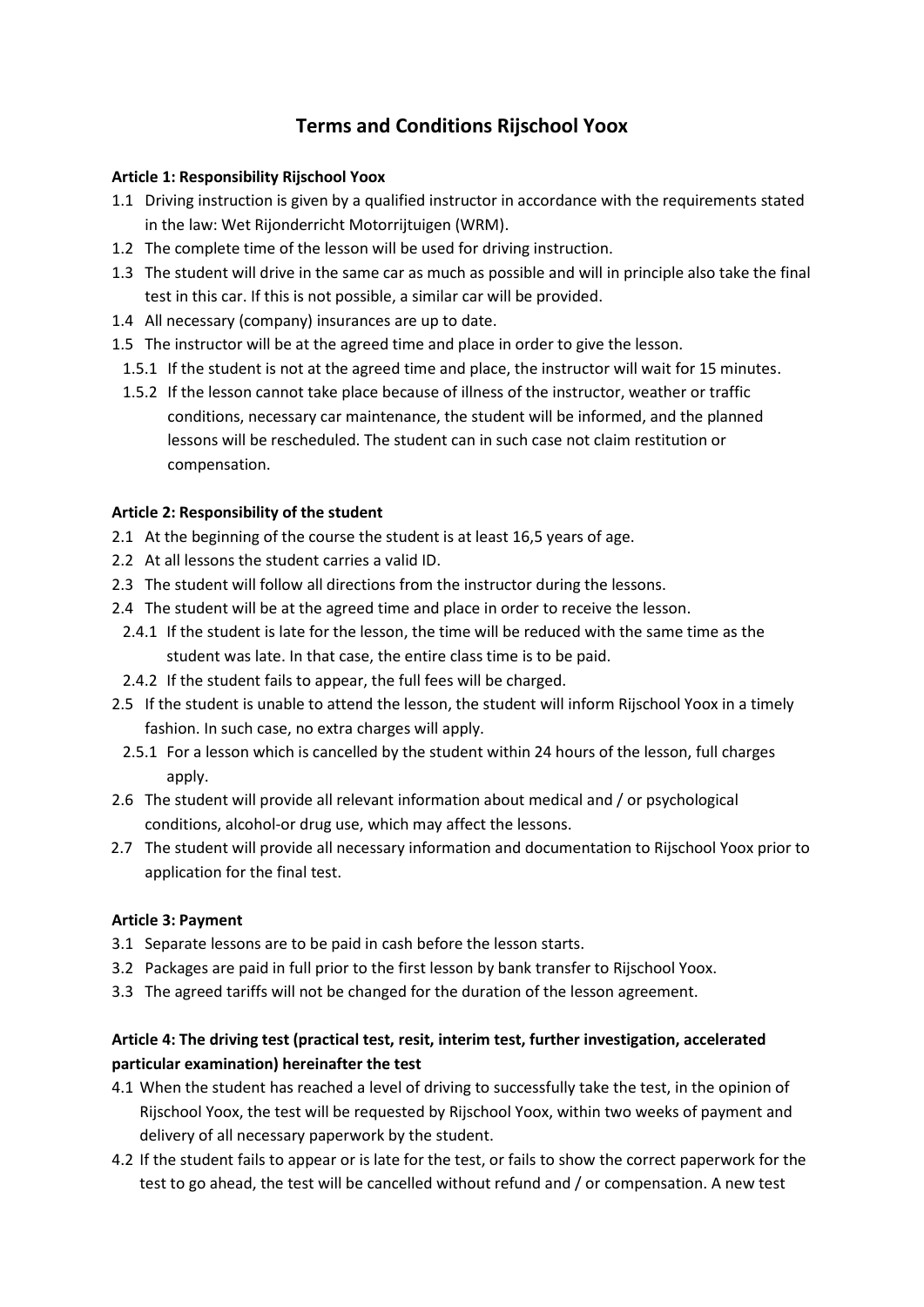# Terms and Conditions Rijschool Yoox

**Article 1: Responsibility Rijschool Yoox**

1.1 Driving instruction is given by a qualified instructor in accordance with the requirements stated in the law: Wet Rijonderricht Motorrijtuigen (WRM).

1.2 The complete time of the lesson will be used for driving instruction.

1.3 The student will drive in the same car as much as possible and will in principle also take the final test in this car. If this is not possible, a similar car will be provided.

1.4 All necessary (company) insurances are up to date.

1.5 The instructor will be at the agreed time and place in order to give the lesson.

1.5.1 If the student is not at the agreed time and place, the instructor will wait for 15 minutes.

1.5.2 If the lesson cannot take place because of illness of the instructor, weather or traffic conditions, necessary car maintenance, the student will be informed, and the planned lessons will be rescheduled. The student can in such case not claim restitution or compensation.

**Article 2: Responsibility of the student**

2.1 At the beginning of the course the student is at least 16,5 years of age.

2.2 At all lessons the student carries a valid ID.

2.3 The student will follow all directions from the instructor during the lessons.

2.4 The student will be at the agreed time and place in order to receive the lesson.

2.4.1 If the student is late for the lesson, the time will be reduced with the same time as the student was late. In that case, the entire class time is to be paid.

2.4.2 If the student fails to appear, the full fees will be charged.

2.5 If the student is unable to attend the lesson, the student will inform Rijschool Yoox in a timely fashion. In such case, no extra charges will apply.

2.5.1 For a lesson which is cancelled by the student within 24 hours of the lesson, full charges apply.

2.6 The student will provide all relevant information about medical and / or psychological conditions, alcohol-or drug use, which may affect the lessons.

2.7 The student will provide all necessary information and documentation to Rijschool Yoox prior to application for the final test.

**Article 3: Payment**

3.1 Separate lessons are to be paid in cash before the lesson starts.

3.2 Packages are paid in full prior to the first lesson by bank transfer to Rijschool Yoox.

3.3 The agreed tariffs will not be changed for the duration of the lesson agreement.

**Article 4: The driving test (practical test, resit, interim test, further investigation, accelerated particular examination) hereinafter the test**

4.1 When the student has reached a level of driving to successfully take the test, in the opinion of Rijschool Yoox, the test will be requested by Rijschool Yoox, within two weeks of payment and delivery of all necessary paperwork by the student.

4.2 If the student fails to appear or is late for the test, or fails to show the correct paperwork for the test to go ahead, the test will be cancelled without refund and / or compensation. A new test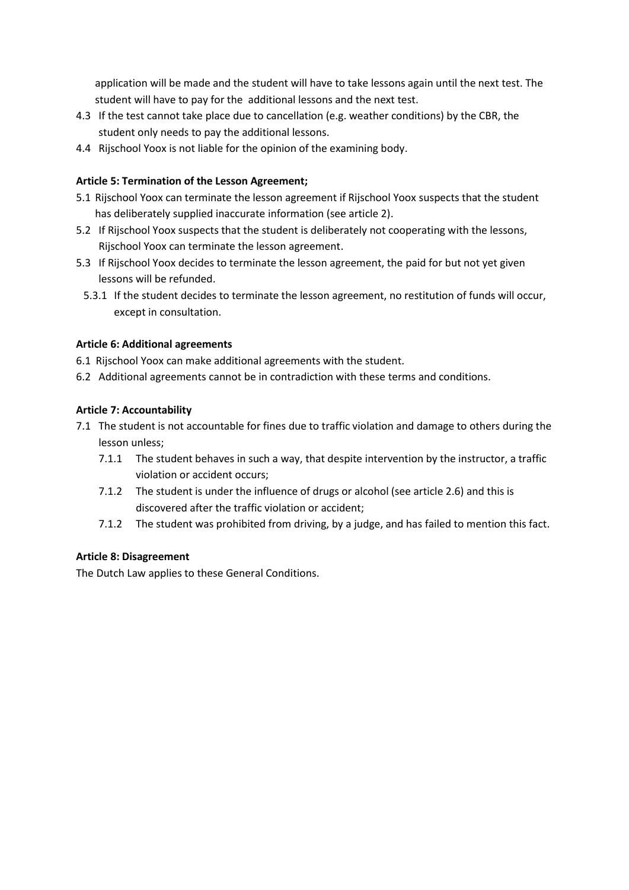application will be made and the student will have to take lessons again until the next test. The student will have to pay for the additional lessons and the next test.

4.3 If the test cannot take place due to cancellation (e.g. weather conditions) by the CBR, the student only needs to pay the additional lessons.

4.4 Rijschool Yoox is not liable for the opinion of the examining body.

**Article 5: Termination of the Lesson Agreement;**

5.1 Rijschool Yoox can terminate the lesson agreement if Rijschool Yoox suspects that the student has deliberately supplied inaccurate information (see article 2).

5.2 If Rijschool Yoox suspects that the student is deliberately not cooperating with the lessons, Rijschool Yoox can terminate the lesson agreement.

5.3 If Rijschool Yoox decides to terminate the lesson agreement, the paid for but not yet given lessons will be refunded.

5.3.1 If the student decides to terminate the lesson agreement, no restitution of funds will occur, except in consultation.

**Article 6: Additional agreements**

6.1 Rijschool Yoox can make additional agreements with the student.

6.2 Additional agreements cannot be in contradiction with these terms and conditions.

**Article 7: Accountability**

7.1 The student is not accountable for fines due to traffic violation and damage to others during the lesson unless;

7.1.1 The student behaves in such a way, that despite intervention by the instructor, a traffic violation or accident occurs;

7.1.2 The student is under the influence of drugs or alcohol (see article 2.6) and this is discovered after the traffic violation or accident;

7.1.2 The student was prohibited from driving, by a judge, and has failed to mention this fact.

**Article 8: Disagreement**

The Dutch Law applies to these General Conditions.